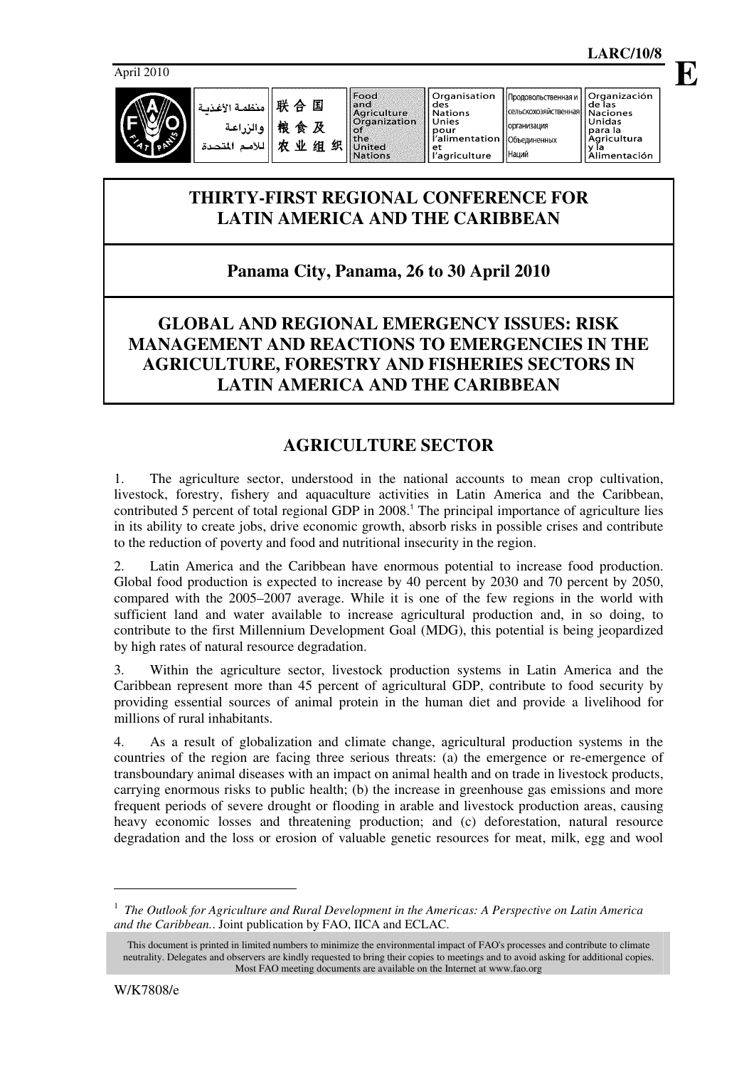April 2010

LARC/10/8

E

منظمة الأغذية والزراعة للأمم المتحدة | 联合国粮食及农业组织 | Food and Agriculture Organization of the United Nations | Organisation des Nations Unies pour l'alimentation et l'agriculture | Продовольственная и сельскохозяйственная организация Объединенных Наций | Organización de las Naciones Unidas para la Agricultura y la Alimentación

# THIRTY-FIRST REGIONAL CONFERENCE FOR LATIN AMERICA AND THE CARIBBEAN

## Panama City, Panama, 26 to 30 April 2010

# GLOBAL AND REGIONAL EMERGENCY ISSUES: RISK MANAGEMENT AND REACTIONS TO EMERGENCIES IN THE AGRICULTURE, FORESTRY AND FISHERIES SECTORS IN LATIN AMERICA AND THE CARIBBEAN

## AGRICULTURE SECTOR

1. The agriculture sector, understood in the national accounts to mean crop cultivation, livestock, forestry, fishery and aquaculture activities in Latin America and the Caribbean, contributed 5 percent of total regional GDP in 2008.[1] The principal importance of agriculture lies in its ability to create jobs, drive economic growth, absorb risks in possible crises and contribute to the reduction of poverty and food and nutritional insecurity in the region.

2. Latin America and the Caribbean have enormous potential to increase food production. Global food production is expected to increase by 40 percent by 2030 and 70 percent by 2050, compared with the 2005–2007 average. While it is one of the few regions in the world with sufficient land and water available to increase agricultural production and, in so doing, to contribute to the first Millennium Development Goal (MDG), this potential is being jeopardized by high rates of natural resource degradation.

3. Within the agriculture sector, livestock production systems in Latin America and the Caribbean represent more than 45 percent of agricultural GDP, contribute to food security by providing essential sources of animal protein in the human diet and provide a livelihood for millions of rural inhabitants.

4. As a result of globalization and climate change, agricultural production systems in the countries of the region are facing three serious threats: (a) the emergence or re-emergence of transboundary animal diseases with an impact on animal health and on trade in livestock products, carrying enormous risks to public health; (b) the increase in greenhouse gas emissions and more frequent periods of severe drought or flooding in arable and livestock production areas, causing heavy economic losses and threatening production; and (c) deforestation, natural resource degradation and the loss or erosion of valuable genetic resources for meat, milk, egg and wool

---

[1] *The Outlook for Agriculture and Rural Development in the Americas: A Perspective on Latin America and the Caribbean..* Joint publication by FAO, IICA and ECLAC.

This document is printed in limited numbers to minimize the environmental impact of FAO's processes and contribute to climate neutrality. Delegates and observers are kindly requested to bring their copies to meetings and to avoid asking for additional copies. Most FAO meeting documents are available on the Internet at www.fao.org

W/K7808/e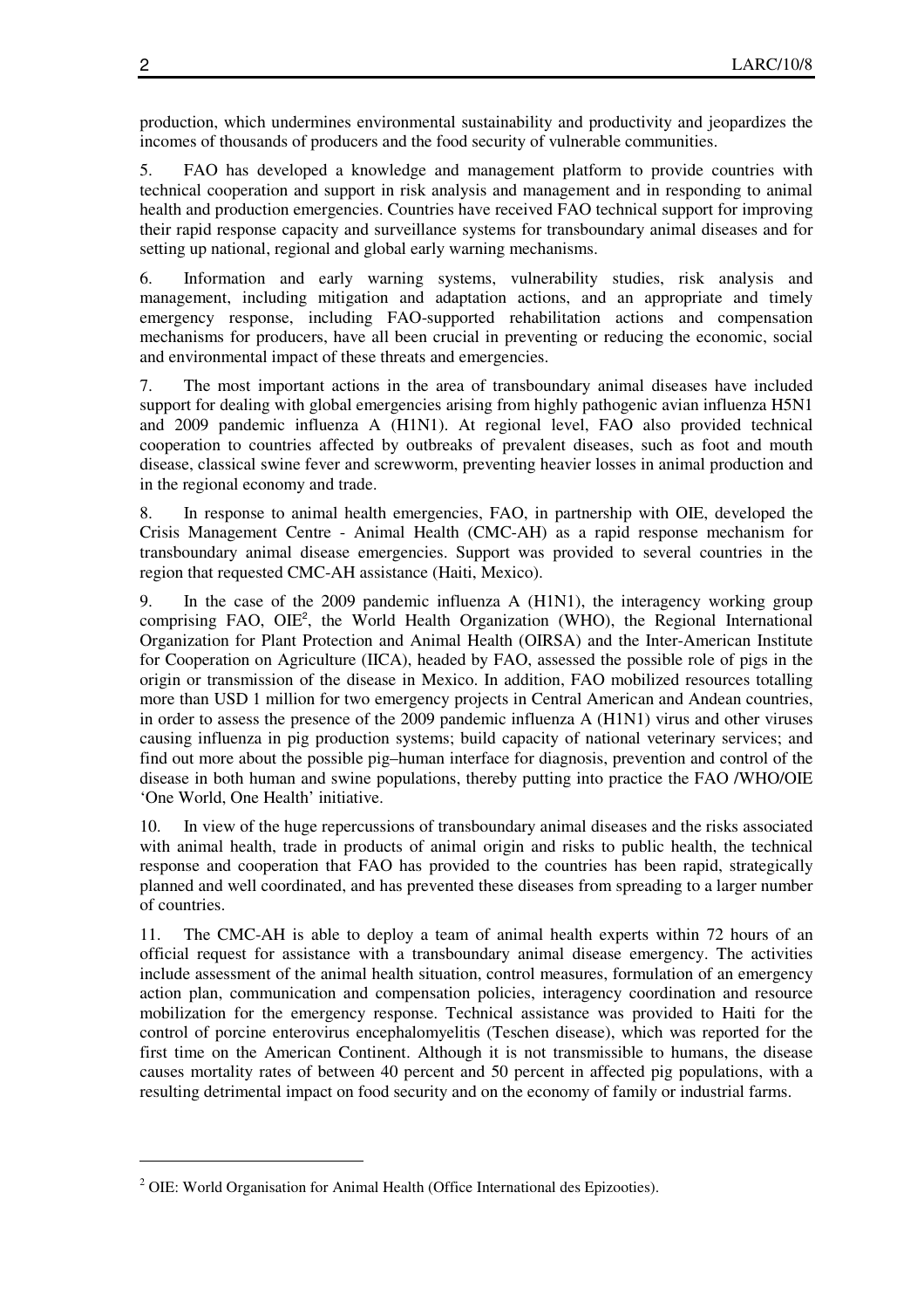production, which undermines environmental sustainability and productivity and jeopardizes the incomes of thousands of producers and the food security of vulnerable communities.

5. FAO has developed a knowledge and management platform to provide countries with technical cooperation and support in risk analysis and management and in responding to animal health and production emergencies. Countries have received FAO technical support for improving their rapid response capacity and surveillance systems for transboundary animal diseases and for setting up national, regional and global early warning mechanisms.

6. Information and early warning systems, vulnerability studies, risk analysis and management, including mitigation and adaptation actions, and an appropriate and timely emergency response, including FAO-supported rehabilitation actions and compensation mechanisms for producers, have all been crucial in preventing or reducing the economic, social and environmental impact of these threats and emergencies.

7. The most important actions in the area of transboundary animal diseases have included support for dealing with global emergencies arising from highly pathogenic avian influenza H5N1 and 2009 pandemic influenza A (H1N1). At regional level, FAO also provided technical cooperation to countries affected by outbreaks of prevalent diseases, such as foot and mouth disease, classical swine fever and screwworm, preventing heavier losses in animal production and in the regional economy and trade.

8. In response to animal health emergencies, FAO, in partnership with OIE, developed the Crisis Management Centre - Animal Health (CMC-AH) as a rapid response mechanism for transboundary animal disease emergencies. Support was provided to several countries in the region that requested CMC-AH assistance (Haiti, Mexico).

9. In the case of the 2009 pandemic influenza A (H1N1), the interagency working group comprising FAO, OIE[2], the World Health Organization (WHO), the Regional International Organization for Plant Protection and Animal Health (OIRSA) and the Inter-American Institute for Cooperation on Agriculture (IICA), headed by FAO, assessed the possible role of pigs in the origin or transmission of the disease in Mexico. In addition, FAO mobilized resources totalling more than USD 1 million for two emergency projects in Central American and Andean countries, in order to assess the presence of the 2009 pandemic influenza A (H1N1) virus and other viruses causing influenza in pig production systems; build capacity of national veterinary services; and find out more about the possible pig–human interface for diagnosis, prevention and control of the disease in both human and swine populations, thereby putting into practice the FAO /WHO/OIE 'One World, One Health' initiative.

10. In view of the huge repercussions of transboundary animal diseases and the risks associated with animal health, trade in products of animal origin and risks to public health, the technical response and cooperation that FAO has provided to the countries has been rapid, strategically planned and well coordinated, and has prevented these diseases from spreading to a larger number of countries.

11. The CMC-AH is able to deploy a team of animal health experts within 72 hours of an official request for assistance with a transboundary animal disease emergency. The activities include assessment of the animal health situation, control measures, formulation of an emergency action plan, communication and compensation policies, interagency coordination and resource mobilization for the emergency response. Technical assistance was provided to Haiti for the control of porcine enterovirus encephalomyelitis (Teschen disease), which was reported for the first time on the American Continent. Although it is not transmissible to humans, the disease causes mortality rates of between 40 percent and 50 percent in affected pig populations, with a resulting detrimental impact on food security and on the economy of family or industrial farms.

---

[2] OIE: World Organisation for Animal Health (Office International des Epizooties).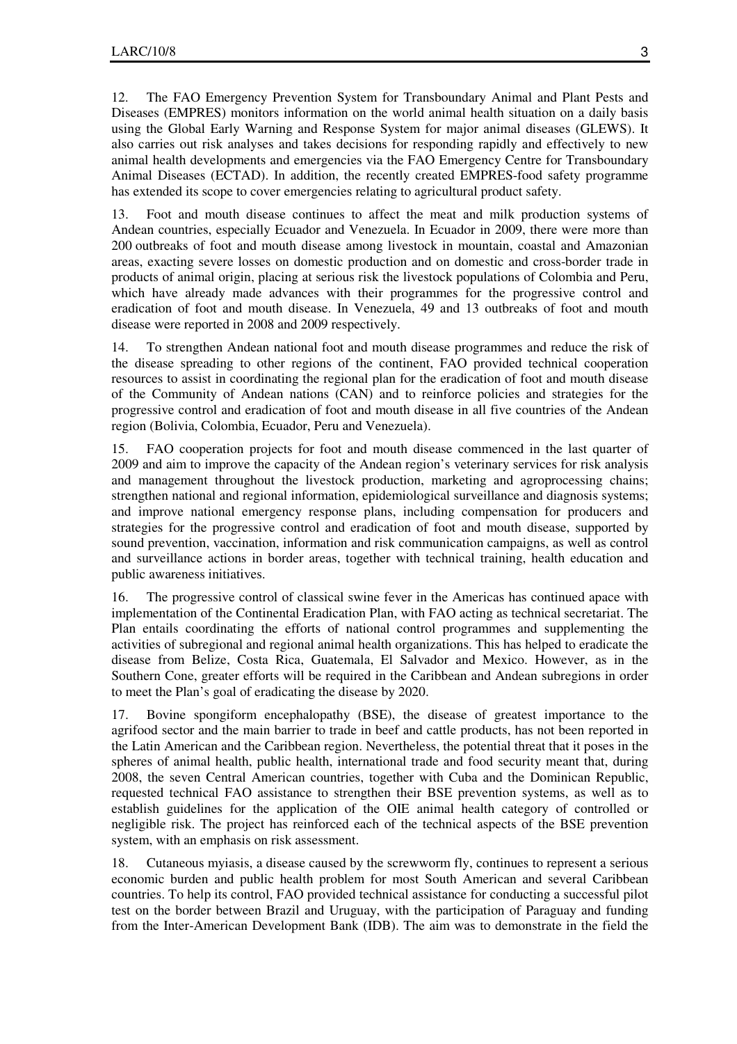12. The FAO Emergency Prevention System for Transboundary Animal and Plant Pests and Diseases (EMPRES) monitors information on the world animal health situation on a daily basis using the Global Early Warning and Response System for major animal diseases (GLEWS). It also carries out risk analyses and takes decisions for responding rapidly and effectively to new animal health developments and emergencies via the FAO Emergency Centre for Transboundary Animal Diseases (ECTAD). In addition, the recently created EMPRES-food safety programme has extended its scope to cover emergencies relating to agricultural product safety.

13. Foot and mouth disease continues to affect the meat and milk production systems of Andean countries, especially Ecuador and Venezuela. In Ecuador in 2009, there were more than 200 outbreaks of foot and mouth disease among livestock in mountain, coastal and Amazonian areas, exacting severe losses on domestic production and on domestic and cross-border trade in products of animal origin, placing at serious risk the livestock populations of Colombia and Peru, which have already made advances with their programmes for the progressive control and eradication of foot and mouth disease. In Venezuela, 49 and 13 outbreaks of foot and mouth disease were reported in 2008 and 2009 respectively.

14. To strengthen Andean national foot and mouth disease programmes and reduce the risk of the disease spreading to other regions of the continent, FAO provided technical cooperation resources to assist in coordinating the regional plan for the eradication of foot and mouth disease of the Community of Andean nations (CAN) and to reinforce policies and strategies for the progressive control and eradication of foot and mouth disease in all five countries of the Andean region (Bolivia, Colombia, Ecuador, Peru and Venezuela).

15. FAO cooperation projects for foot and mouth disease commenced in the last quarter of 2009 and aim to improve the capacity of the Andean region's veterinary services for risk analysis and management throughout the livestock production, marketing and agroprocessing chains; strengthen national and regional information, epidemiological surveillance and diagnosis systems; and improve national emergency response plans, including compensation for producers and strategies for the progressive control and eradication of foot and mouth disease, supported by sound prevention, vaccination, information and risk communication campaigns, as well as control and surveillance actions in border areas, together with technical training, health education and public awareness initiatives.

16. The progressive control of classical swine fever in the Americas has continued apace with implementation of the Continental Eradication Plan, with FAO acting as technical secretariat. The Plan entails coordinating the efforts of national control programmes and supplementing the activities of subregional and regional animal health organizations. This has helped to eradicate the disease from Belize, Costa Rica, Guatemala, El Salvador and Mexico. However, as in the Southern Cone, greater efforts will be required in the Caribbean and Andean subregions in order to meet the Plan's goal of eradicating the disease by 2020.

17. Bovine spongiform encephalopathy (BSE), the disease of greatest importance to the agrifood sector and the main barrier to trade in beef and cattle products, has not been reported in the Latin American and the Caribbean region. Nevertheless, the potential threat that it poses in the spheres of animal health, public health, international trade and food security meant that, during 2008, the seven Central American countries, together with Cuba and the Dominican Republic, requested technical FAO assistance to strengthen their BSE prevention systems, as well as to establish guidelines for the application of the OIE animal health category of controlled or negligible risk. The project has reinforced each of the technical aspects of the BSE prevention system, with an emphasis on risk assessment.

18. Cutaneous myiasis, a disease caused by the screwworm fly, continues to represent a serious economic burden and public health problem for most South American and several Caribbean countries. To help its control, FAO provided technical assistance for conducting a successful pilot test on the border between Brazil and Uruguay, with the participation of Paraguay and funding from the Inter-American Development Bank (IDB). The aim was to demonstrate in the field the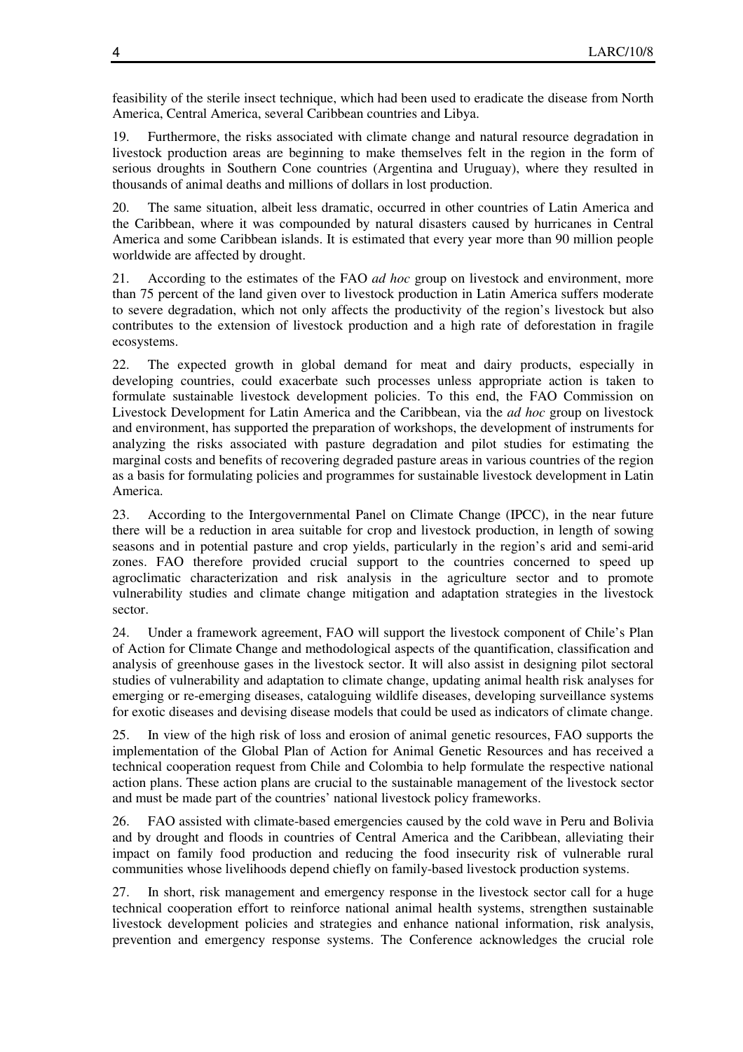feasibility of the sterile insect technique, which had been used to eradicate the disease from North America, Central America, several Caribbean countries and Libya.

19. Furthermore, the risks associated with climate change and natural resource degradation in livestock production areas are beginning to make themselves felt in the region in the form of serious droughts in Southern Cone countries (Argentina and Uruguay), where they resulted in thousands of animal deaths and millions of dollars in lost production.

20. The same situation, albeit less dramatic, occurred in other countries of Latin America and the Caribbean, where it was compounded by natural disasters caused by hurricanes in Central America and some Caribbean islands. It is estimated that every year more than 90 million people worldwide are affected by drought.

21. According to the estimates of the FAO *ad hoc* group on livestock and environment, more than 75 percent of the land given over to livestock production in Latin America suffers moderate to severe degradation, which not only affects the productivity of the region's livestock but also contributes to the extension of livestock production and a high rate of deforestation in fragile ecosystems.

22. The expected growth in global demand for meat and dairy products, especially in developing countries, could exacerbate such processes unless appropriate action is taken to formulate sustainable livestock development policies. To this end, the FAO Commission on Livestock Development for Latin America and the Caribbean, via the *ad hoc* group on livestock and environment, has supported the preparation of workshops, the development of instruments for analyzing the risks associated with pasture degradation and pilot studies for estimating the marginal costs and benefits of recovering degraded pasture areas in various countries of the region as a basis for formulating policies and programmes for sustainable livestock development in Latin America.

23. According to the Intergovernmental Panel on Climate Change (IPCC), in the near future there will be a reduction in area suitable for crop and livestock production, in length of sowing seasons and in potential pasture and crop yields, particularly in the region's arid and semi-arid zones. FAO therefore provided crucial support to the countries concerned to speed up agroclimatic characterization and risk analysis in the agriculture sector and to promote vulnerability studies and climate change mitigation and adaptation strategies in the livestock sector.

24. Under a framework agreement, FAO will support the livestock component of Chile's Plan of Action for Climate Change and methodological aspects of the quantification, classification and analysis of greenhouse gases in the livestock sector. It will also assist in designing pilot sectoral studies of vulnerability and adaptation to climate change, updating animal health risk analyses for emerging or re-emerging diseases, cataloguing wildlife diseases, developing surveillance systems for exotic diseases and devising disease models that could be used as indicators of climate change.

25. In view of the high risk of loss and erosion of animal genetic resources, FAO supports the implementation of the Global Plan of Action for Animal Genetic Resources and has received a technical cooperation request from Chile and Colombia to help formulate the respective national action plans. These action plans are crucial to the sustainable management of the livestock sector and must be made part of the countries' national livestock policy frameworks.

26. FAO assisted with climate-based emergencies caused by the cold wave in Peru and Bolivia and by drought and floods in countries of Central America and the Caribbean, alleviating their impact on family food production and reducing the food insecurity risk of vulnerable rural communities whose livelihoods depend chiefly on family-based livestock production systems.

27. In short, risk management and emergency response in the livestock sector call for a huge technical cooperation effort to reinforce national animal health systems, strengthen sustainable livestock development policies and strategies and enhance national information, risk analysis, prevention and emergency response systems. The Conference acknowledges the crucial role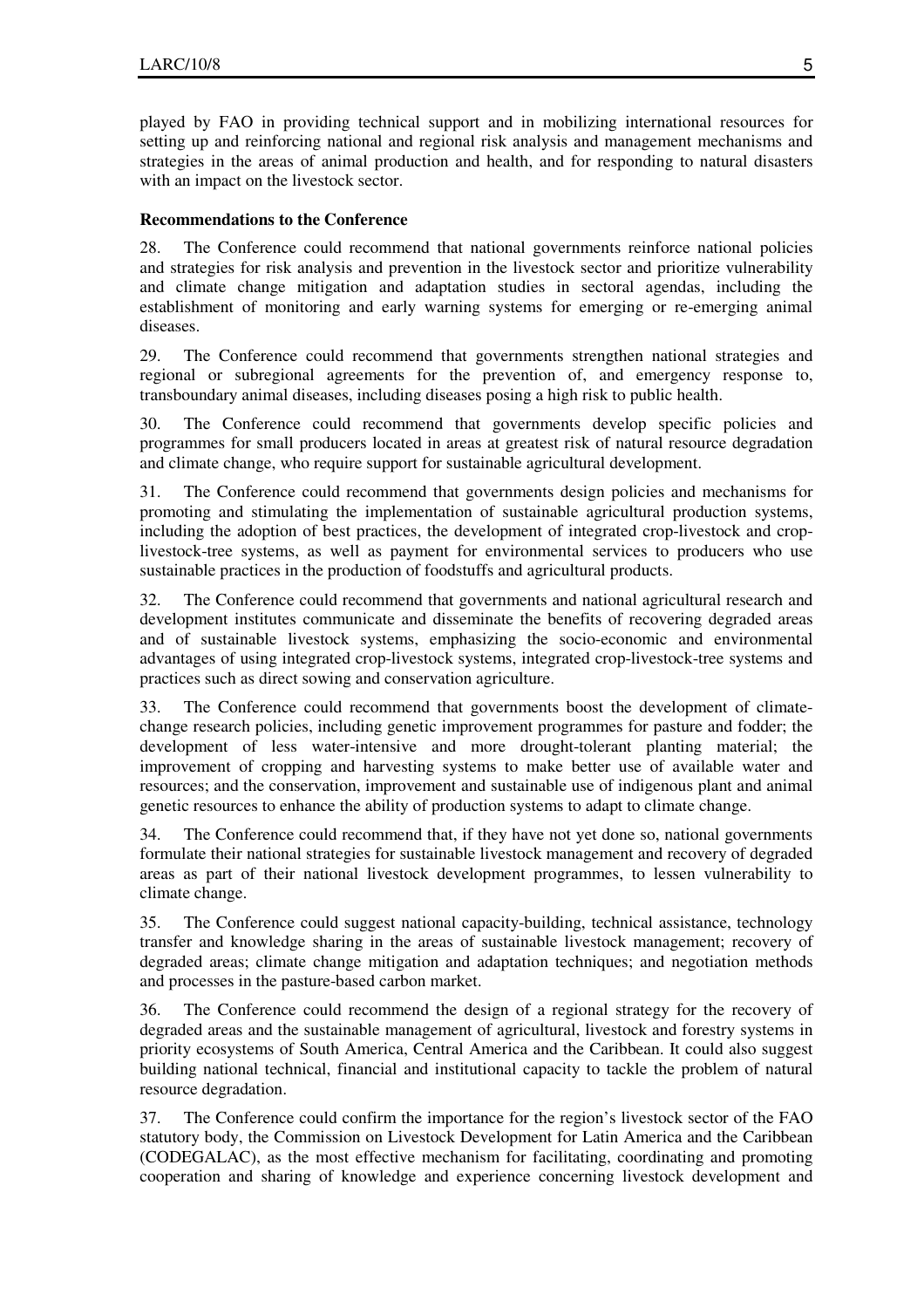played by FAO in providing technical support and in mobilizing international resources for setting up and reinforcing national and regional risk analysis and management mechanisms and strategies in the areas of animal production and health, and for responding to natural disasters with an impact on the livestock sector.

**Recommendations to the Conference**

28. The Conference could recommend that national governments reinforce national policies and strategies for risk analysis and prevention in the livestock sector and prioritize vulnerability and climate change mitigation and adaptation studies in sectoral agendas, including the establishment of monitoring and early warning systems for emerging or re-emerging animal diseases.

29. The Conference could recommend that governments strengthen national strategies and regional or subregional agreements for the prevention of, and emergency response to, transboundary animal diseases, including diseases posing a high risk to public health.

30. The Conference could recommend that governments develop specific policies and programmes for small producers located in areas at greatest risk of natural resource degradation and climate change, who require support for sustainable agricultural development.

31. The Conference could recommend that governments design policies and mechanisms for promoting and stimulating the implementation of sustainable agricultural production systems, including the adoption of best practices, the development of integrated crop-livestock and crop-livestock-tree systems, as well as payment for environmental services to producers who use sustainable practices in the production of foodstuffs and agricultural products.

32. The Conference could recommend that governments and national agricultural research and development institutes communicate and disseminate the benefits of recovering degraded areas and of sustainable livestock systems, emphasizing the socio-economic and environmental advantages of using integrated crop-livestock systems, integrated crop-livestock-tree systems and practices such as direct sowing and conservation agriculture.

33. The Conference could recommend that governments boost the development of climate-change research policies, including genetic improvement programmes for pasture and fodder; the development of less water-intensive and more drought-tolerant planting material; the improvement of cropping and harvesting systems to make better use of available water and resources; and the conservation, improvement and sustainable use of indigenous plant and animal genetic resources to enhance the ability of production systems to adapt to climate change.

34. The Conference could recommend that, if they have not yet done so, national governments formulate their national strategies for sustainable livestock management and recovery of degraded areas as part of their national livestock development programmes, to lessen vulnerability to climate change.

35. The Conference could suggest national capacity-building, technical assistance, technology transfer and knowledge sharing in the areas of sustainable livestock management; recovery of degraded areas; climate change mitigation and adaptation techniques; and negotiation methods and processes in the pasture-based carbon market.

36. The Conference could recommend the design of a regional strategy for the recovery of degraded areas and the sustainable management of agricultural, livestock and forestry systems in priority ecosystems of South America, Central America and the Caribbean. It could also suggest building national technical, financial and institutional capacity to tackle the problem of natural resource degradation.

37. The Conference could confirm the importance for the region's livestock sector of the FAO statutory body, the Commission on Livestock Development for Latin America and the Caribbean (CODEGALAC), as the most effective mechanism for facilitating, coordinating and promoting cooperation and sharing of knowledge and experience concerning livestock development and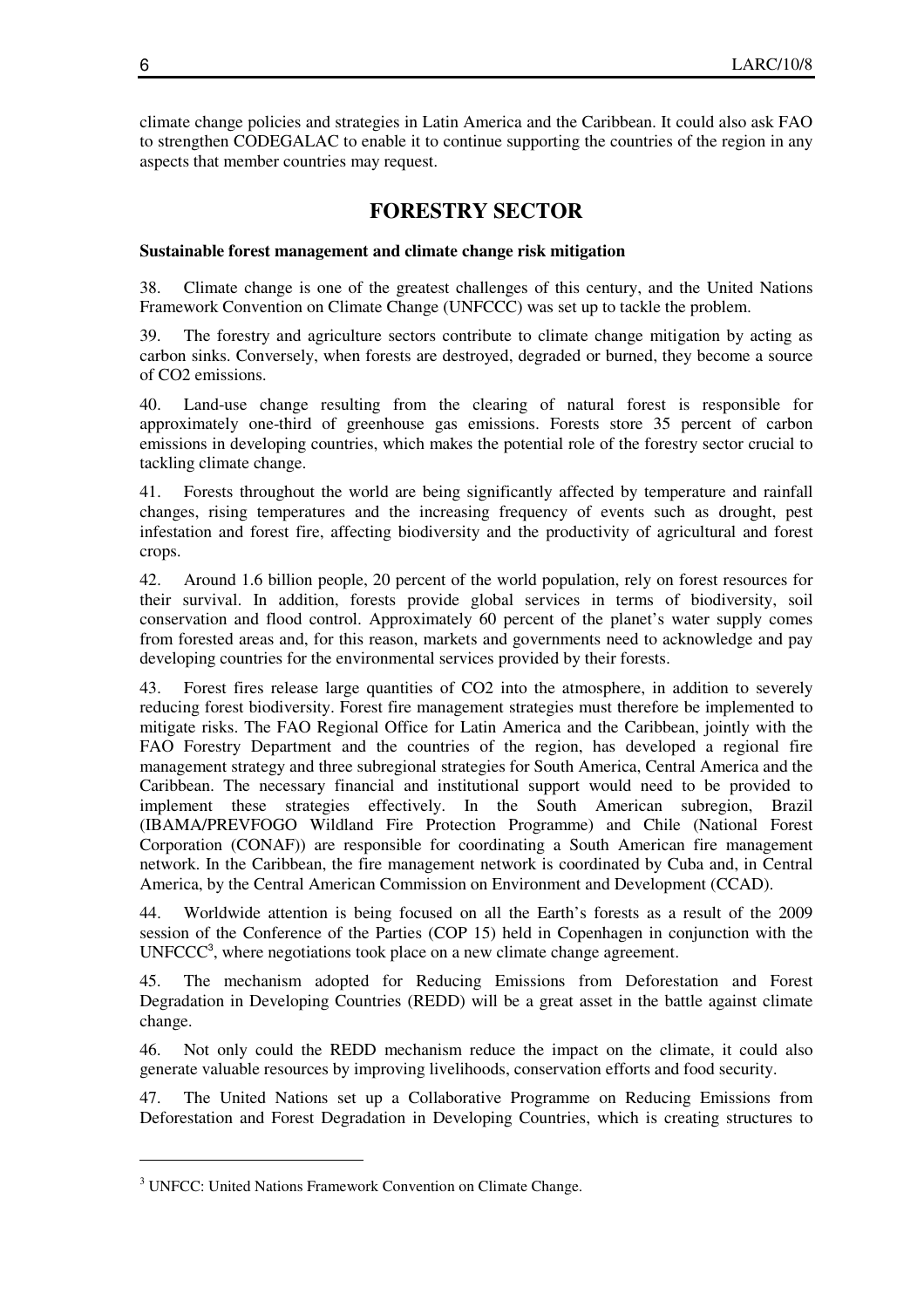climate change policies and strategies in Latin America and the Caribbean. It could also ask FAO to strengthen CODEGALAC to enable it to continue supporting the countries of the region in any aspects that member countries may request.

# FORESTRY SECTOR

**Sustainable forest management and climate change risk mitigation**

38. Climate change is one of the greatest challenges of this century, and the United Nations Framework Convention on Climate Change (UNFCCC) was set up to tackle the problem.

39. The forestry and agriculture sectors contribute to climate change mitigation by acting as carbon sinks. Conversely, when forests are destroyed, degraded or burned, they become a source of $CO_2$ emissions.

40. Land-use change resulting from the clearing of natural forest is responsible for approximately one-third of greenhouse gas emissions. Forests store 35 percent of carbon emissions in developing countries, which makes the potential role of the forestry sector crucial to tackling climate change.

41. Forests throughout the world are being significantly affected by temperature and rainfall changes, rising temperatures and the increasing frequency of events such as drought, pest infestation and forest fire, affecting biodiversity and the productivity of agricultural and forest crops.

42. Around 1.6 billion people, 20 percent of the world population, rely on forest resources for their survival. In addition, forests provide global services in terms of biodiversity, soil conservation and flood control. Approximately 60 percent of the planet's water supply comes from forested areas and, for this reason, markets and governments need to acknowledge and pay developing countries for the environmental services provided by their forests.

43. Forest fires release large quantities of $CO_2$ into the atmosphere, in addition to severely reducing forest biodiversity. Forest fire management strategies must therefore be implemented to mitigate risks. The FAO Regional Office for Latin America and the Caribbean, jointly with the FAO Forestry Department and the countries of the region, has developed a regional fire management strategy and three subregional strategies for South America, Central America and the Caribbean. The necessary financial and institutional support would need to be provided to implement these strategies effectively. In the South American subregion, Brazil (IBAMA/PREVFOGO Wildland Fire Protection Programme) and Chile (National Forest Corporation (CONAF)) are responsible for coordinating a South American fire management network. In the Caribbean, the fire management network is coordinated by Cuba and, in Central America, by the Central American Commission on Environment and Development (CCAD).

44. Worldwide attention is being focused on all the Earth's forests as a result of the 2009 session of the Conference of the Parties (COP 15) held in Copenhagen in conjunction with the UNFCCC[3], where negotiations took place on a new climate change agreement.

45. The mechanism adopted for Reducing Emissions from Deforestation and Forest Degradation in Developing Countries (REDD) will be a great asset in the battle against climate change.

46. Not only could the REDD mechanism reduce the impact on the climate, it could also generate valuable resources by improving livelihoods, conservation efforts and food security.

47. The United Nations set up a Collaborative Programme on Reducing Emissions from Deforestation and Forest Degradation in Developing Countries, which is creating structures to

---

[3] UNFCC: United Nations Framework Convention on Climate Change.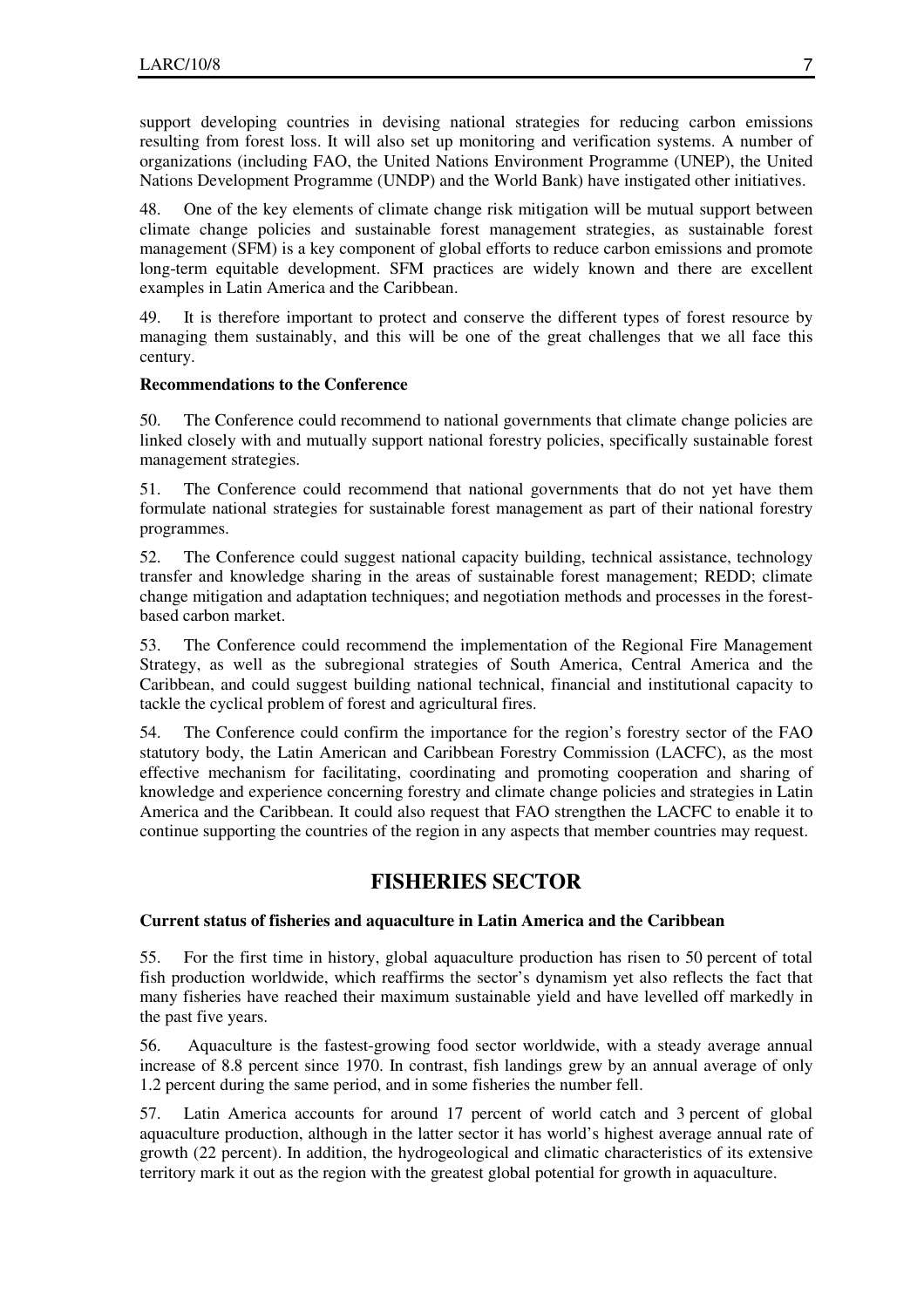support developing countries in devising national strategies for reducing carbon emissions resulting from forest loss. It will also set up monitoring and verification systems. A number of organizations (including FAO, the United Nations Environment Programme (UNEP), the United Nations Development Programme (UNDP) and the World Bank) have instigated other initiatives.

48. One of the key elements of climate change risk mitigation will be mutual support between climate change policies and sustainable forest management strategies, as sustainable forest management (SFM) is a key component of global efforts to reduce carbon emissions and promote long-term equitable development. SFM practices are widely known and there are excellent examples in Latin America and the Caribbean.

49. It is therefore important to protect and conserve the different types of forest resource by managing them sustainably, and this will be one of the great challenges that we all face this century.

**Recommendations to the Conference**

50. The Conference could recommend to national governments that climate change policies are linked closely with and mutually support national forestry policies, specifically sustainable forest management strategies.

51. The Conference could recommend that national governments that do not yet have them formulate national strategies for sustainable forest management as part of their national forestry programmes.

52. The Conference could suggest national capacity building, technical assistance, technology transfer and knowledge sharing in the areas of sustainable forest management; REDD; climate change mitigation and adaptation techniques; and negotiation methods and processes in the forest-based carbon market.

53. The Conference could recommend the implementation of the Regional Fire Management Strategy, as well as the subregional strategies of South America, Central America and the Caribbean, and could suggest building national technical, financial and institutional capacity to tackle the cyclical problem of forest and agricultural fires.

54. The Conference could confirm the importance for the region's forestry sector of the FAO statutory body, the Latin American and Caribbean Forestry Commission (LACFC), as the most effective mechanism for facilitating, coordinating and promoting cooperation and sharing of knowledge and experience concerning forestry and climate change policies and strategies in Latin America and the Caribbean. It could also request that FAO strengthen the LACFC to enable it to continue supporting the countries of the region in any aspects that member countries may request.

## FISHERIES SECTOR

**Current status of fisheries and aquaculture in Latin America and the Caribbean**

55. For the first time in history, global aquaculture production has risen to 50 percent of total fish production worldwide, which reaffirms the sector's dynamism yet also reflects the fact that many fisheries have reached their maximum sustainable yield and have levelled off markedly in the past five years.

56. Aquaculture is the fastest-growing food sector worldwide, with a steady average annual increase of 8.8 percent since 1970. In contrast, fish landings grew by an annual average of only 1.2 percent during the same period, and in some fisheries the number fell.

57. Latin America accounts for around 17 percent of world catch and 3 percent of global aquaculture production, although in the latter sector it has world's highest average annual rate of growth (22 percent). In addition, the hydrogeological and climatic characteristics of its extensive territory mark it out as the region with the greatest global potential for growth in aquaculture.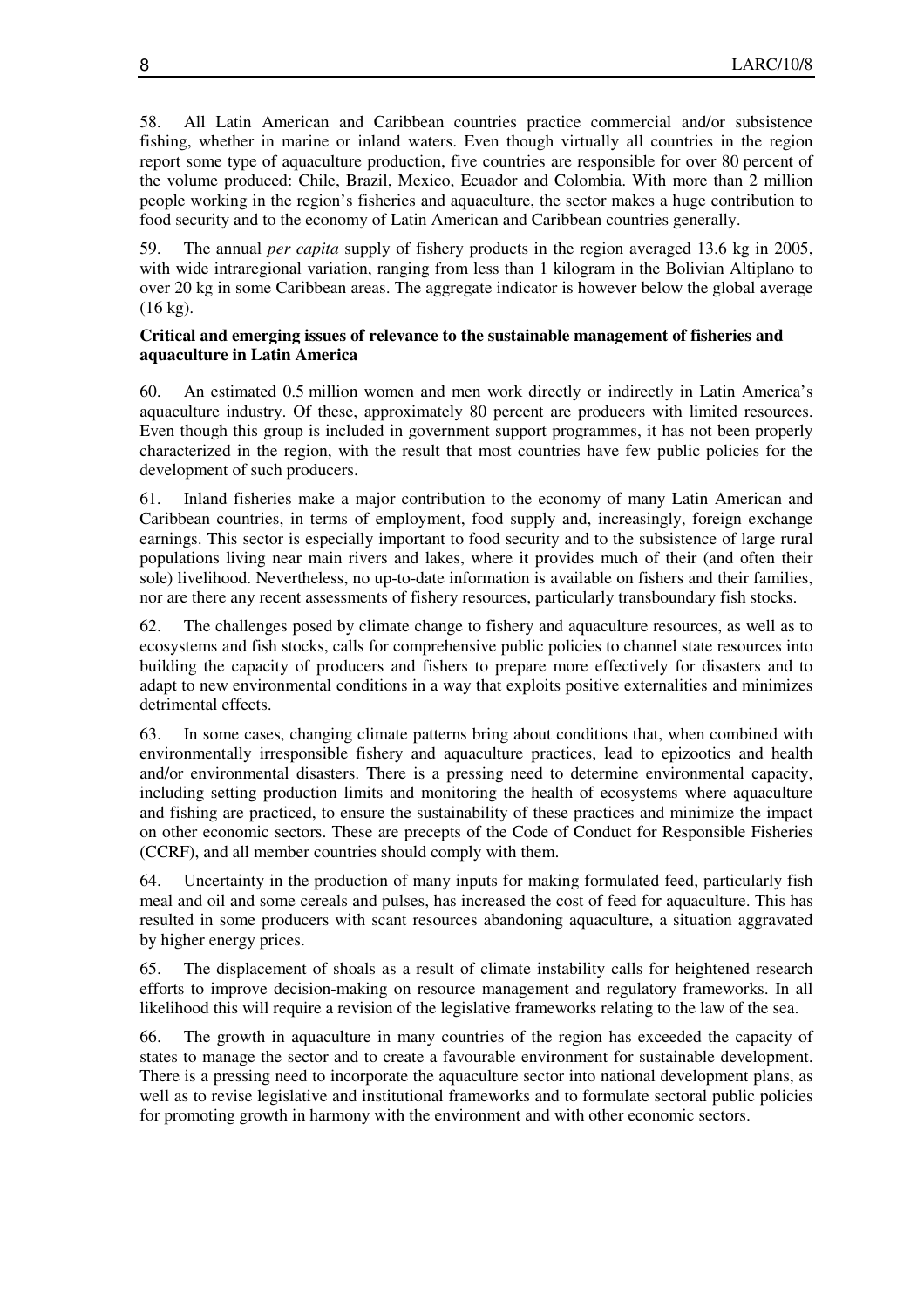58. All Latin American and Caribbean countries practice commercial and/or subsistence fishing, whether in marine or inland waters. Even though virtually all countries in the region report some type of aquaculture production, five countries are responsible for over 80 percent of the volume produced: Chile, Brazil, Mexico, Ecuador and Colombia. With more than 2 million people working in the region's fisheries and aquaculture, the sector makes a huge contribution to food security and to the economy of Latin American and Caribbean countries generally.

59. The annual *per capita* supply of fishery products in the region averaged 13.6 kg in 2005, with wide intraregional variation, ranging from less than 1 kilogram in the Bolivian Altiplano to over 20 kg in some Caribbean areas. The aggregate indicator is however below the global average (16 kg).

**Critical and emerging issues of relevance to the sustainable management of fisheries and aquaculture in Latin America**

60. An estimated 0.5 million women and men work directly or indirectly in Latin America's aquaculture industry. Of these, approximately 80 percent are producers with limited resources. Even though this group is included in government support programmes, it has not been properly characterized in the region, with the result that most countries have few public policies for the development of such producers.

61. Inland fisheries make a major contribution to the economy of many Latin American and Caribbean countries, in terms of employment, food supply and, increasingly, foreign exchange earnings. This sector is especially important to food security and to the subsistence of large rural populations living near main rivers and lakes, where it provides much of their (and often their sole) livelihood. Nevertheless, no up-to-date information is available on fishers and their families, nor are there any recent assessments of fishery resources, particularly transboundary fish stocks.

62. The challenges posed by climate change to fishery and aquaculture resources, as well as to ecosystems and fish stocks, calls for comprehensive public policies to channel state resources into building the capacity of producers and fishers to prepare more effectively for disasters and to adapt to new environmental conditions in a way that exploits positive externalities and minimizes detrimental effects.

63. In some cases, changing climate patterns bring about conditions that, when combined with environmentally irresponsible fishery and aquaculture practices, lead to epizootics and health and/or environmental disasters. There is a pressing need to determine environmental capacity, including setting production limits and monitoring the health of ecosystems where aquaculture and fishing are practiced, to ensure the sustainability of these practices and minimize the impact on other economic sectors. These are precepts of the Code of Conduct for Responsible Fisheries (CCRF), and all member countries should comply with them.

64. Uncertainty in the production of many inputs for making formulated feed, particularly fish meal and oil and some cereals and pulses, has increased the cost of feed for aquaculture. This has resulted in some producers with scant resources abandoning aquaculture, a situation aggravated by higher energy prices.

65. The displacement of shoals as a result of climate instability calls for heightened research efforts to improve decision-making on resource management and regulatory frameworks. In all likelihood this will require a revision of the legislative frameworks relating to the law of the sea.

66. The growth in aquaculture in many countries of the region has exceeded the capacity of states to manage the sector and to create a favourable environment for sustainable development. There is a pressing need to incorporate the aquaculture sector into national development plans, as well as to revise legislative and institutional frameworks and to formulate sectoral public policies for promoting growth in harmony with the environment and with other economic sectors.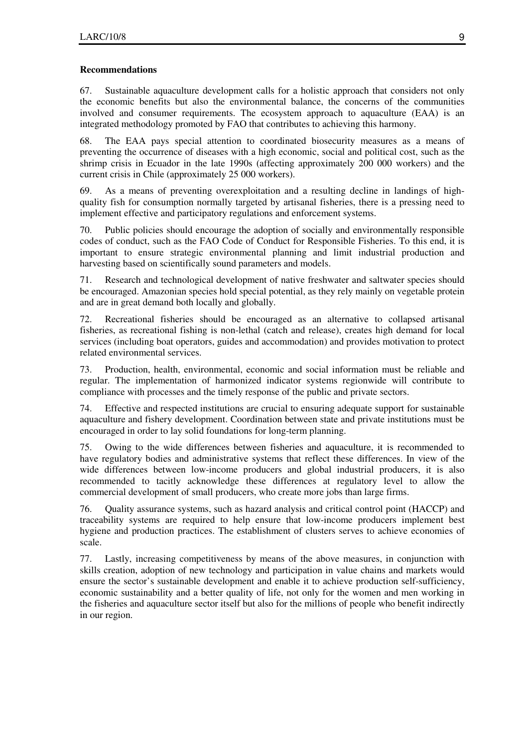**Recommendations**

67. Sustainable aquaculture development calls for a holistic approach that considers not only the economic benefits but also the environmental balance, the concerns of the communities involved and consumer requirements. The ecosystem approach to aquaculture (EAA) is an integrated methodology promoted by FAO that contributes to achieving this harmony.

68. The EAA pays special attention to coordinated biosecurity measures as a means of preventing the occurrence of diseases with a high economic, social and political cost, such as the shrimp crisis in Ecuador in the late 1990s (affecting approximately 200 000 workers) and the current crisis in Chile (approximately 25 000 workers).

69. As a means of preventing overexploitation and a resulting decline in landings of high-quality fish for consumption normally targeted by artisanal fisheries, there is a pressing need to implement effective and participatory regulations and enforcement systems.

70. Public policies should encourage the adoption of socially and environmentally responsible codes of conduct, such as the FAO Code of Conduct for Responsible Fisheries. To this end, it is important to ensure strategic environmental planning and limit industrial production and harvesting based on scientifically sound parameters and models.

71. Research and technological development of native freshwater and saltwater species should be encouraged. Amazonian species hold special potential, as they rely mainly on vegetable protein and are in great demand both locally and globally.

72. Recreational fisheries should be encouraged as an alternative to collapsed artisanal fisheries, as recreational fishing is non-lethal (catch and release), creates high demand for local services (including boat operators, guides and accommodation) and provides motivation to protect related environmental services.

73. Production, health, environmental, economic and social information must be reliable and regular. The implementation of harmonized indicator systems regionwide will contribute to compliance with processes and the timely response of the public and private sectors.

74. Effective and respected institutions are crucial to ensuring adequate support for sustainable aquaculture and fishery development. Coordination between state and private institutions must be encouraged in order to lay solid foundations for long-term planning.

75. Owing to the wide differences between fisheries and aquaculture, it is recommended to have regulatory bodies and administrative systems that reflect these differences. In view of the wide differences between low-income producers and global industrial producers, it is also recommended to tacitly acknowledge these differences at regulatory level to allow the commercial development of small producers, who create more jobs than large firms.

76. Quality assurance systems, such as hazard analysis and critical control point (HACCP) and traceability systems are required to help ensure that low-income producers implement best hygiene and production practices. The establishment of clusters serves to achieve economies of scale.

77. Lastly, increasing competitiveness by means of the above measures, in conjunction with skills creation, adoption of new technology and participation in value chains and markets would ensure the sector's sustainable development and enable it to achieve production self-sufficiency, economic sustainability and a better quality of life, not only for the women and men working in the fisheries and aquaculture sector itself but also for the millions of people who benefit indirectly in our region.